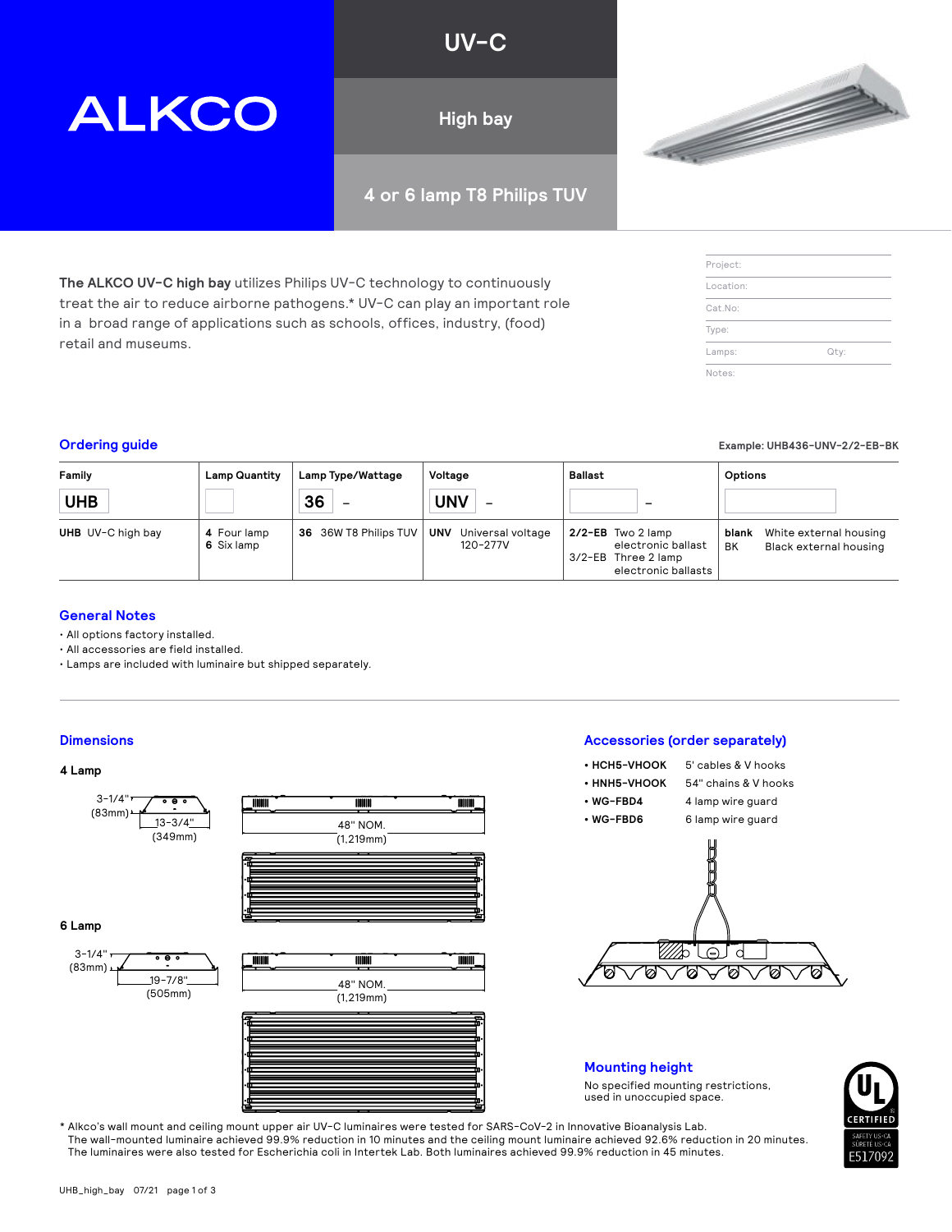# ALKCO

## UV-C

## High bay

## 4 or 6 lamp T8 Philips TUV

**The ALKCO UV-C high bay** utilizes Philips UV-C technology to continuously treat the air to reduce airborne pathogens.* UV-C can play an important role in a broad range of applications such as schools, offices, industry, (food) retail and museums.

Project:

Location:

Cat.No:

Type:

Lamps: Qty:

Notes:

## Ordering guide

**Example: UHB436-UNV-2/2-EB-BK**

| Family | Lamp Quantity | Lamp Type/Wattage | Voltage | Ballast | Options |
|---|---|---|---|---|---|
| UHB | | 36 – | UNV – | – | |
| **UHB** UV-C high bay | **4** Four lamp<br>**6** Six lamp | **36** 36W T8 Philips TUV | **UNV** Universal voltage 120-277V | **2/2-EB** Two 2 lamp electronic ballast<br>3/2-EB Three 2 lamp electronic ballasts | **blank** White external housing<br>BK Black external housing |

## General Notes

- All options factory installed.
- All accessories are field installed.
- Lamps are included with luminaire but shipped separately.

## Dimensions

### 4 Lamp

3-1/4" (83mm)

13-3/4" (349mm)

48" NOM. (1,219mm)

### 6 Lamp

3-1/4" (83mm)

19-7/8" (505mm)

48" NOM. (1,219mm)

## Accessories (order separately)

- **HCH5-VHOOK** 5' cables & V hooks
- **HNH5-VHOOK** 54" chains & V hooks
- **WG-FBD4** 4 lamp wire guard
- **WG-FBD6** 6 lamp wire guard

## Mounting height

No specified mounting restrictions, used in unoccupied space.

UL CERTIFIED SAFETY US-CA SÛRETÉ US-CA E517092

\* Alkco's wall mount and ceiling mount upper air UV-C luminaires were tested for SARS-CoV-2 in Innovative Bioanalysis Lab. The wall-mounted luminaire achieved 99.9% reduction in 10 minutes and the ceiling mount luminaire achieved 92.6% reduction in 20 minutes. The luminaires were also tested for Escherichia coli in Intertek Lab. Both luminaires achieved 99.9% reduction in 45 minutes.

UHB_high_bay 07/21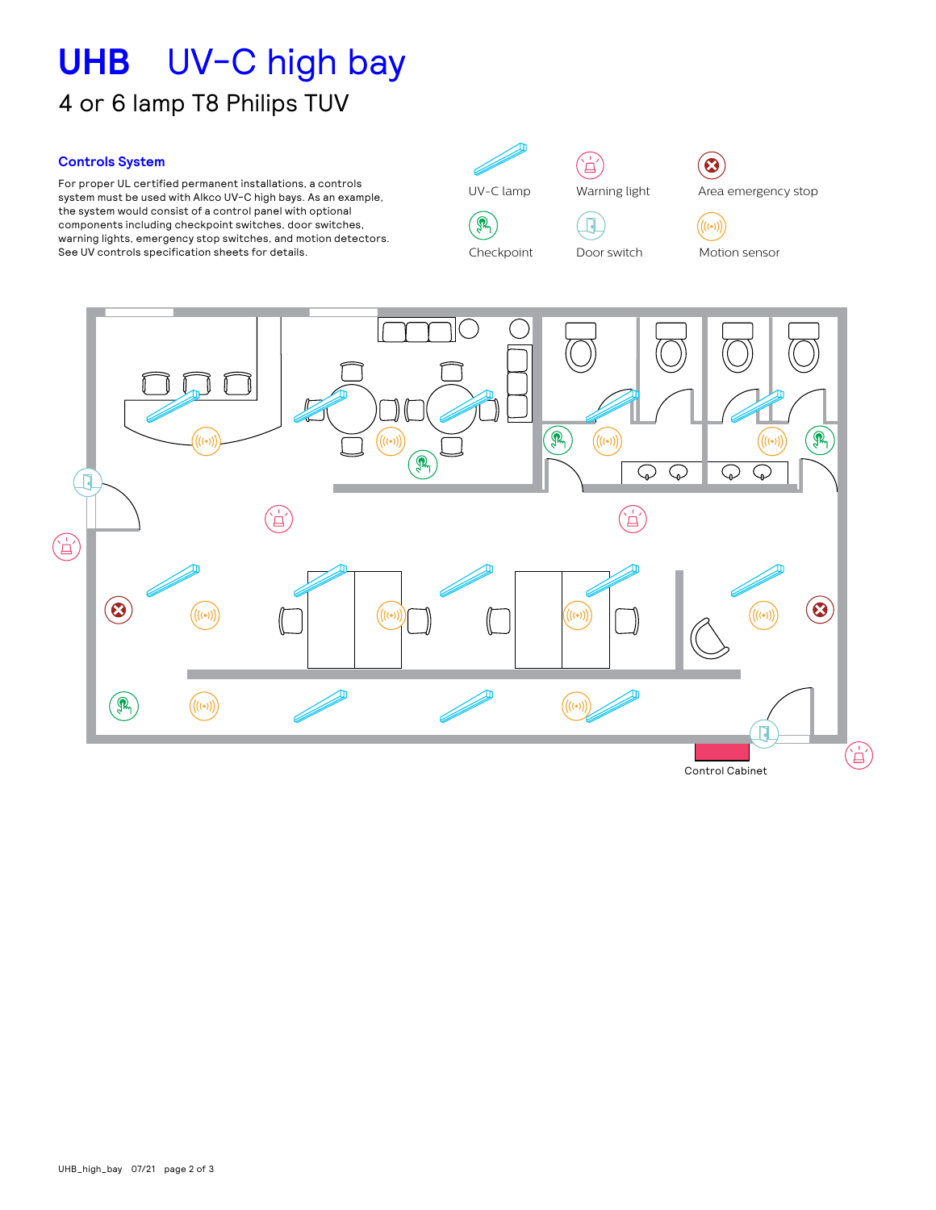# UHB UV-C high bay

## 4 or 6 lamp T8 Philips TUV

### Controls System

For proper UL certified permanent installations, a controls system must be used with Alkco UV-C high bays. As an example, the system would consist of a control panel with optional components including checkpoint switches, door switches, warning lights, emergency stop switches, and motion detectors. See UV controls specification sheets for details.

UV-C lamp

Warning light

Area emergency stop

Checkpoint

Door switch

Motion sensor

Control Cabinet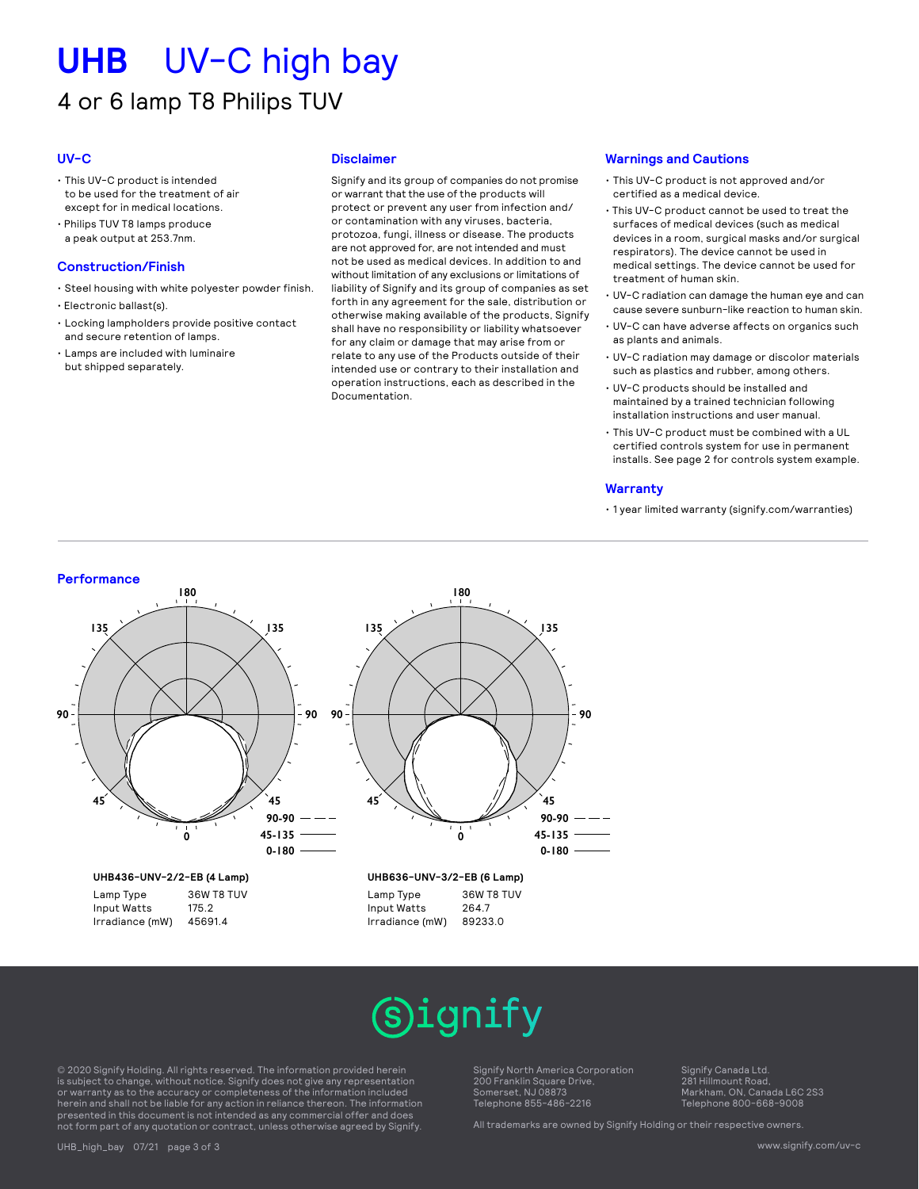# UHB UV-C high bay

## 4 or 6 lamp T8 Philips TUV

### UV-C

- This UV-C product is intended to be used for the treatment of air except for in medical locations.
- Philips TUV T8 lamps produce a peak output at 253.7nm.

### Construction/Finish

- Steel housing with white polyester powder finish.
- Electronic ballast(s).
- Locking lampholders provide positive contact and secure retention of lamps.
- Lamps are included with luminaire but shipped separately.

### Disclaimer

Signify and its group of companies do not promise or warrant that the use of the products will protect or prevent any user from infection and/or contamination with any viruses, bacteria, protozoa, fungi, illness or disease. The products are not approved for, are not intended and must not be used as medical devices. In addition to and without limitation of any exclusions or limitations of liability of Signify and its group of companies as set forth in any agreement for the sale, distribution or otherwise making available of the products, Signify shall have no responsibility or liability whatsoever for any claim or damage that may arise from or relate to any use of the Products outside of their intended use or contrary to their installation and operation instructions, each as described in the Documentation.

### Warnings and Cautions

- This UV-C product is not approved and/or certified as a medical device.
- This UV-C product cannot be used to treat the surfaces of medical devices (such as medical devices in a room, surgical masks and/or surgical respirators). The device cannot be used in medical settings. The device cannot be used for treatment of human skin.
- UV-C radiation can damage the human eye and can cause severe sunburn-like reaction to human skin.
- UV-C can have adverse affects on organics such as plants and animals.
- UV-C radiation may damage or discolor materials such as plastics and rubber, among others.
- UV-C products should be installed and maintained by a trained technician following installation instructions and user manual.
- This UV-C product must be combined with a UL certified controls system for use in permanent installs. See page 2 for controls system example.

### Warranty

- 1 year limited warranty (signify.com/warranties)

### Performance

180
135
135
90
90
45
45
0
90-90
45-135
0-180

**UHB436-UNV-2/2-EB (4 Lamp)**

| | |
|---|---|
| Lamp Type | 36W T8 TUV |
| Input Watts | 175.2 |
| Irradiance (mW) | 45691.4 |

180
135
135
90
90
45
45
0
90-90
45-135
0-180

**UHB636-UNV-3/2-EB (6 Lamp)**

| | |
|---|---|
| Lamp Type | 36W T8 TUV |
| Input Watts | 264.7 |
| Irradiance (mW) | 89233.0 |

signify

© 2020 Signify Holding. All rights reserved. The information provided herein is subject to change, without notice. Signify does not give any representation or warranty as to the accuracy or completeness of the information included herein and shall not be liable for any action in reliance thereon. The information presented in this document is not intended as any commercial offer and does not form part of any quotation or contract, unless otherwise agreed by Signify.

Signify North America Corporation
200 Franklin Square Drive,
Somerset, NJ 08873
Telephone 855-486-2216

Signify Canada Ltd.
281 Hillmount Road,
Markham, ON, Canada L6C 2S3
Telephone 800-668-9008

All trademarks are owned by Signify Holding or their respective owners.

UHB_high_bay 07/21

www.signify.com/uv-c